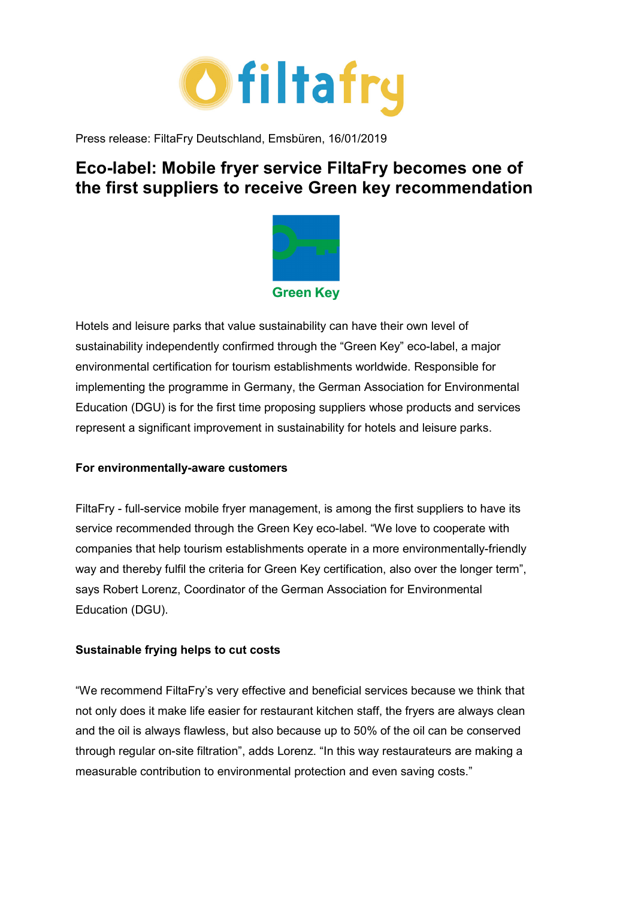Press release: FiltaFry Deutschland, Emsbüren, 16/01/2019

# Eco-label: Mobile fryer service FiltaFry becomes one of the first suppliers to receive Green key recommendation

Hotels and leisure parks that value sustainability can have their own level of sustainability independently confirmed through the "Green Key" eco-label, a major environmental certification for tourism establishments worldwide. Responsible for implementing the programme in Germany, the German Association for Environmental Education (DGU) is for the first time proposing suppliers whose products and services represent a significant improvement in sustainability for hotels and leisure parks.

**For environmentally-aware customers**

FiltaFry - full-service mobile fryer management, is among the first suppliers to have its service recommended through the Green Key eco-label. "We love to cooperate with companies that help tourism establishments operate in a more environmentally-friendly way and thereby fulfil the criteria for Green Key certification, also over the longer term", says Robert Lorenz, Coordinator of the German Association for Environmental Education (DGU).

**Sustainable frying helps to cut costs**

"We recommend FiltaFry's very effective and beneficial services because we think that not only does it make life easier for restaurant kitchen staff, the fryers are always clean and the oil is always flawless, but also because up to 50% of the oil can be conserved through regular on-site filtration", adds Lorenz. "In this way restaurateurs are making a measurable contribution to environmental protection and even saving costs."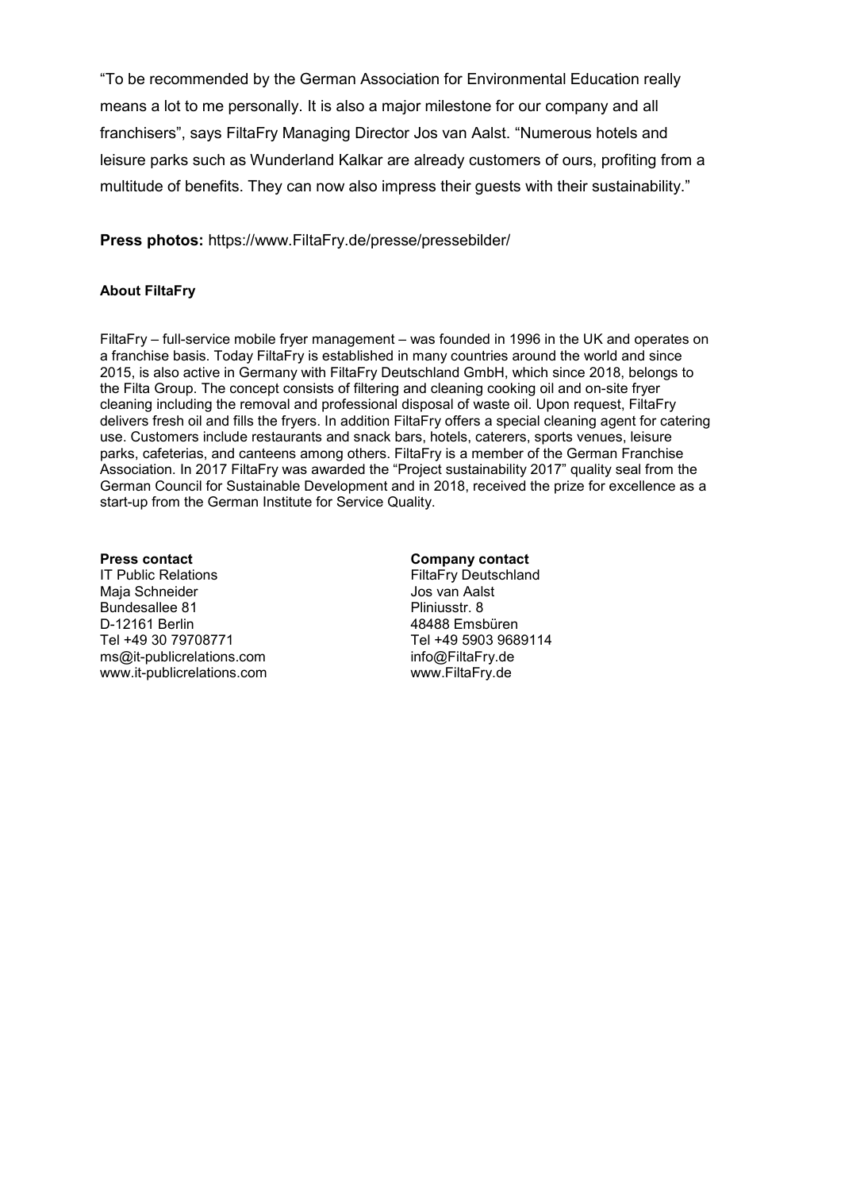"To be recommended by the German Association for Environmental Education really means a lot to me personally. It is also a major milestone for our company and all franchisers", says FiltaFry Managing Director Jos van Aalst. "Numerous hotels and leisure parks such as Wunderland Kalkar are already customers of ours, profiting from a multitude of benefits. They can now also impress their guests with their sustainability."

**Press photos:** https://www.FiltaFry.de/presse/pressebilder/

**About FiltaFry**

FiltaFry – full-service mobile fryer management – was founded in 1996 in the UK and operates on a franchise basis. Today FiltaFry is established in many countries around the world and since 2015, is also active in Germany with FiltaFry Deutschland GmbH, which since 2018, belongs to the Filta Group. The concept consists of filtering and cleaning cooking oil and on-site fryer cleaning including the removal and professional disposal of waste oil. Upon request, FiltaFry delivers fresh oil and fills the fryers. In addition FiltaFry offers a special cleaning agent for catering use. Customers include restaurants and snack bars, hotels, caterers, sports venues, leisure parks, cafeterias, and canteens among others. FiltaFry is a member of the German Franchise Association. In 2017 FiltaFry was awarded the "Project sustainability 2017" quality seal from the German Council for Sustainable Development and in 2018, received the prize for excellence as a start-up from the German Institute for Service Quality.

**Press contact**
IT Public Relations
Maja Schneider
Bundesallee 81
D-12161 Berlin
Tel +49 30 79708771
ms@it-publicrelations.com
www.it-publicrelations.com

**Company contact**
FiltaFry Deutschland
Jos van Aalst
Pliniusstr. 8
48488 Emsbüren
Tel +49 5903 9689114
info@FiltaFry.de
www.FiltaFry.de